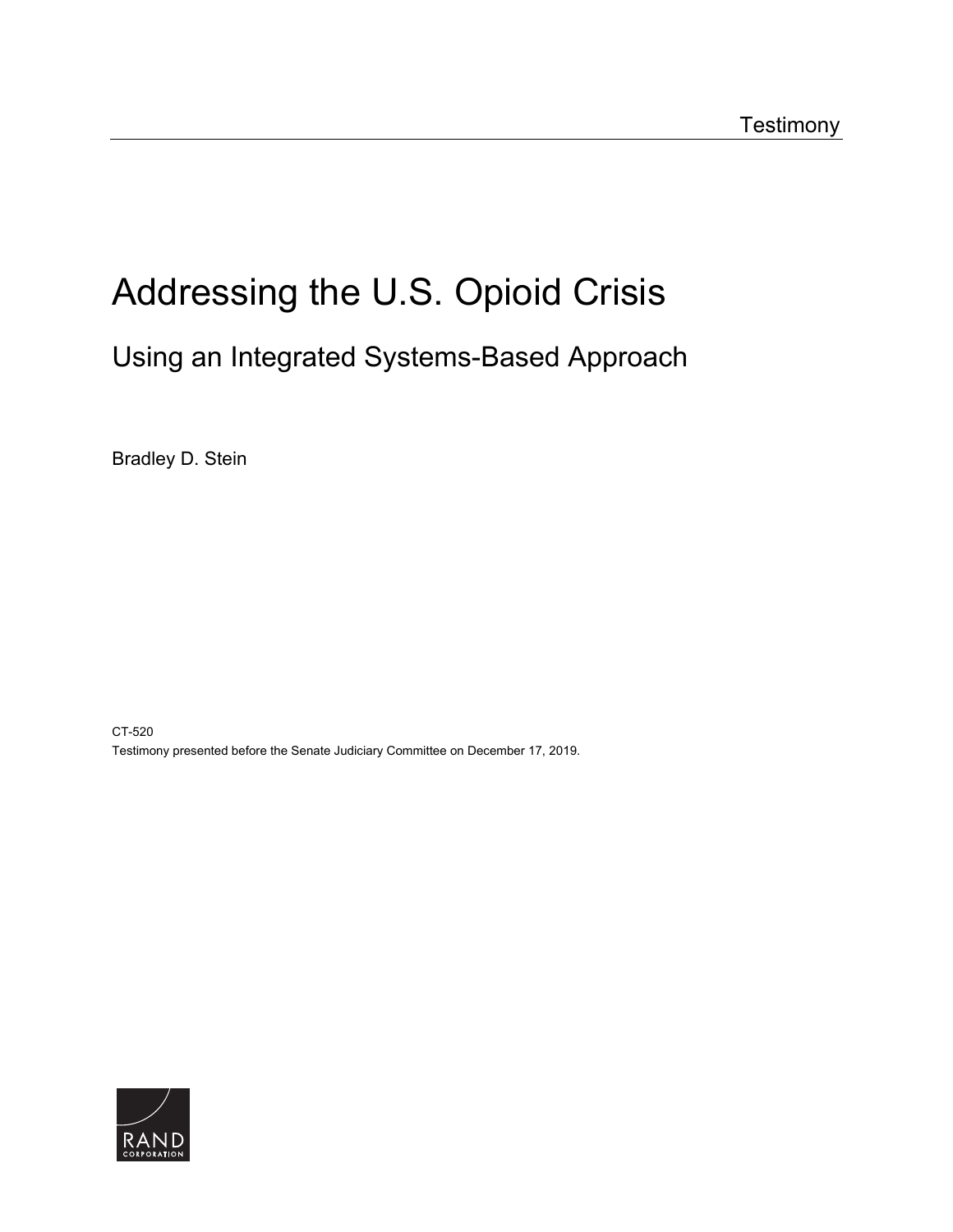Testimony

# Addressing the U.S. Opioid Crisis

## Using an Integrated Systems-Based Approach

Bradley D. Stein

CT-520

Testimony presented before the Senate Judiciary Committee on December 17, 2019.

RAND CORPORATION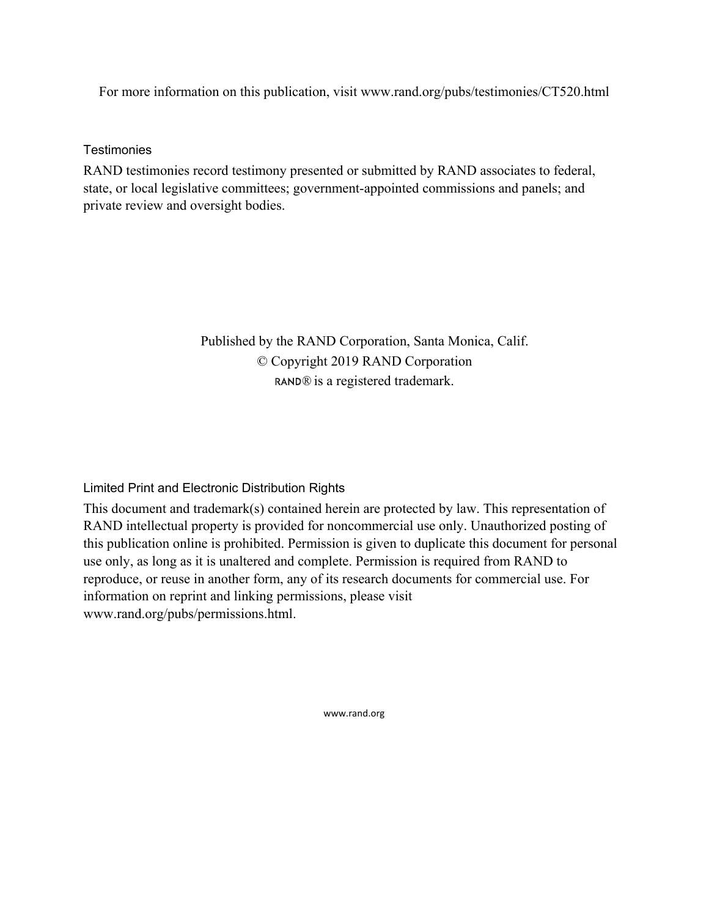For more information on this publication, visit www.rand.org/pubs/testimonies/CT520.html

## Testimonies

RAND testimonies record testimony presented or submitted by RAND associates to federal, state, or local legislative committees; government-appointed commissions and panels; and private review and oversight bodies.

Published by the RAND Corporation, Santa Monica, Calif.
© Copyright 2019 RAND Corporation
RAND® is a registered trademark.

## Limited Print and Electronic Distribution Rights

This document and trademark(s) contained herein are protected by law. This representation of RAND intellectual property is provided for noncommercial use only. Unauthorized posting of this publication online is prohibited. Permission is given to duplicate this document for personal use only, as long as it is unaltered and complete. Permission is required from RAND to reproduce, or reuse in another form, any of its research documents for commercial use. For information on reprint and linking permissions, please visit www.rand.org/pubs/permissions.html.

www.rand.org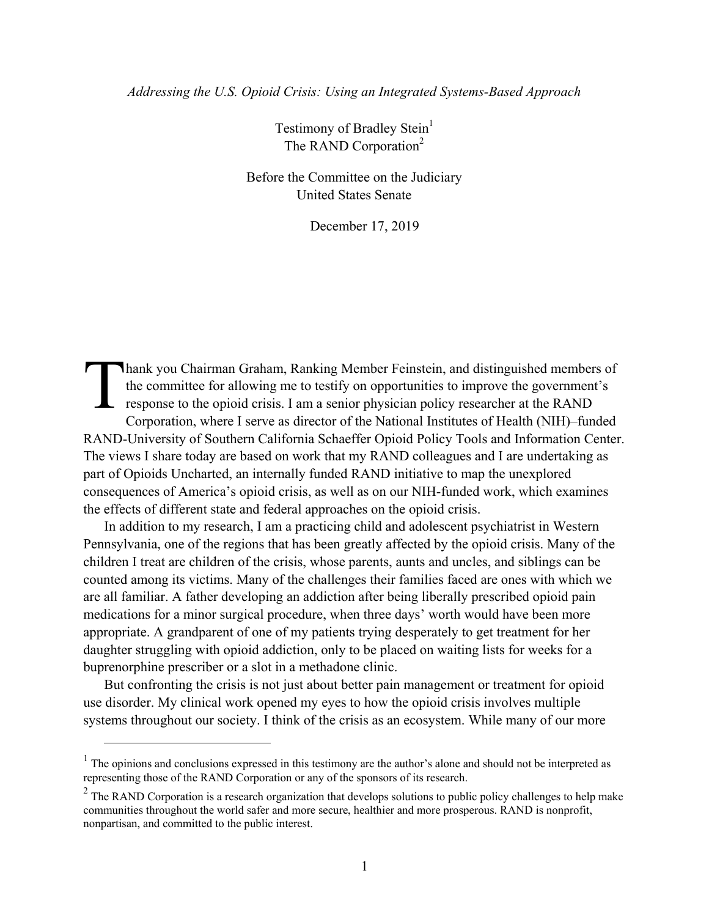*Addressing the U.S. Opioid Crisis: Using an Integrated Systems-Based Approach*

Testimony of Bradley Stein[1]
The RAND Corporation[2]

Before the Committee on the Judiciary
United States Senate

December 17, 2019

Thank you Chairman Graham, Ranking Member Feinstein, and distinguished members of the committee for allowing me to testify on opportunities to improve the government's response to the opioid crisis. I am a senior physician policy researcher at the RAND Corporation, where I serve as director of the National Institutes of Health (NIH)–funded RAND-University of Southern California Schaeffer Opioid Policy Tools and Information Center. The views I share today are based on work that my RAND colleagues and I are undertaking as part of Opioids Uncharted, an internally funded RAND initiative to map the unexplored consequences of America's opioid crisis, as well as on our NIH-funded work, which examines the effects of different state and federal approaches on the opioid crisis.

In addition to my research, I am a practicing child and adolescent psychiatrist in Western Pennsylvania, one of the regions that has been greatly affected by the opioid crisis. Many of the children I treat are children of the crisis, whose parents, aunts and uncles, and siblings can be counted among its victims. Many of the challenges their families faced are ones with which we are all familiar. A father developing an addiction after being liberally prescribed opioid pain medications for a minor surgical procedure, when three days' worth would have been more appropriate. A grandparent of one of my patients trying desperately to get treatment for her daughter struggling with opioid addiction, only to be placed on waiting lists for weeks for a buprenorphine prescriber or a slot in a methadone clinic.

But confronting the crisis is not just about better pain management or treatment for opioid use disorder. My clinical work opened my eyes to how the opioid crisis involves multiple systems throughout our society. I think of the crisis as an ecosystem. While many of our more

---

[1] The opinions and conclusions expressed in this testimony are the author's alone and should not be interpreted as representing those of the RAND Corporation or any of the sponsors of its research.

[2] The RAND Corporation is a research organization that develops solutions to public policy challenges to help make communities throughout the world safer and more secure, healthier and more prosperous. RAND is nonprofit, nonpartisan, and committed to the public interest.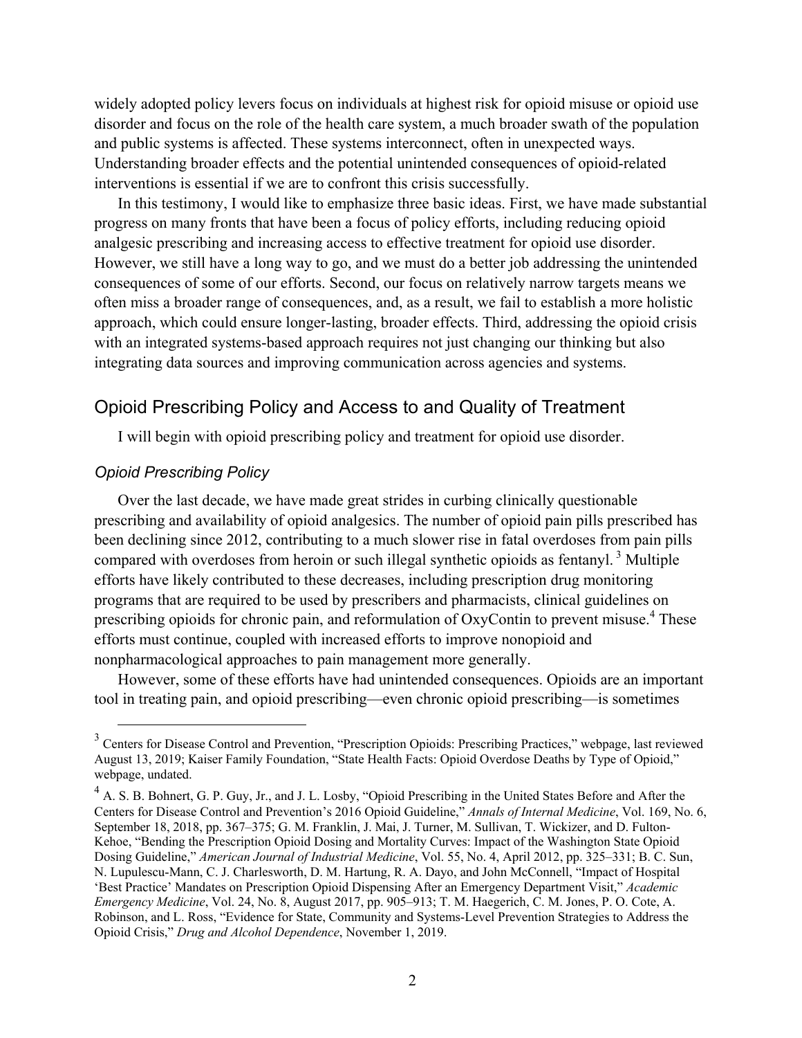widely adopted policy levers focus on individuals at highest risk for opioid misuse or opioid use disorder and focus on the role of the health care system, a much broader swath of the population and public systems is affected. These systems interconnect, often in unexpected ways. Understanding broader effects and the potential unintended consequences of opioid-related interventions is essential if we are to confront this crisis successfully.

In this testimony, I would like to emphasize three basic ideas. First, we have made substantial progress on many fronts that have been a focus of policy efforts, including reducing opioid analgesic prescribing and increasing access to effective treatment for opioid use disorder. However, we still have a long way to go, and we must do a better job addressing the unintended consequences of some of our efforts. Second, our focus on relatively narrow targets means we often miss a broader range of consequences, and, as a result, we fail to establish a more holistic approach, which could ensure longer-lasting, broader effects. Third, addressing the opioid crisis with an integrated systems-based approach requires not just changing our thinking but also integrating data sources and improving communication across agencies and systems.

## Opioid Prescribing Policy and Access to and Quality of Treatment

I will begin with opioid prescribing policy and treatment for opioid use disorder.

### *Opioid Prescribing Policy*

Over the last decade, we have made great strides in curbing clinically questionable prescribing and availability of opioid analgesics. The number of opioid pain pills prescribed has been declining since 2012, contributing to a much slower rise in fatal overdoses from pain pills compared with overdoses from heroin or such illegal synthetic opioids as fentanyl.[3] Multiple efforts have likely contributed to these decreases, including prescription drug monitoring programs that are required to be used by prescribers and pharmacists, clinical guidelines on prescribing opioids for chronic pain, and reformulation of OxyContin to prevent misuse.[4] These efforts must continue, coupled with increased efforts to improve nonopioid and nonpharmacological approaches to pain management more generally.

However, some of these efforts have had unintended consequences. Opioids are an important tool in treating pain, and opioid prescribing—even chronic opioid prescribing—is sometimes

---

[3] Centers for Disease Control and Prevention, "Prescription Opioids: Prescribing Practices," webpage, last reviewed August 13, 2019; Kaiser Family Foundation, "State Health Facts: Opioid Overdose Deaths by Type of Opioid," webpage, undated.

[4] A. S. B. Bohnert, G. P. Guy, Jr., and J. L. Losby, "Opioid Prescribing in the United States Before and After the Centers for Disease Control and Prevention's 2016 Opioid Guideline," *Annals of Internal Medicine*, Vol. 169, No. 6, September 18, 2018, pp. 367–375; G. M. Franklin, J. Mai, J. Turner, M. Sullivan, T. Wickizer, and D. Fulton-Kehoe, "Bending the Prescription Opioid Dosing and Mortality Curves: Impact of the Washington State Opioid Dosing Guideline," *American Journal of Industrial Medicine*, Vol. 55, No. 4, April 2012, pp. 325–331; B. C. Sun, N. Lupulescu-Mann, C. J. Charlesworth, D. M. Hartung, R. A. Dayo, and John McConnell, "Impact of Hospital 'Best Practice' Mandates on Prescription Opioid Dispensing After an Emergency Department Visit," *Academic Emergency Medicine*, Vol. 24, No. 8, August 2017, pp. 905–913; T. M. Haegerich, C. M. Jones, P. O. Cote, A. Robinson, and L. Ross, "Evidence for State, Community and Systems-Level Prevention Strategies to Address the Opioid Crisis," *Drug and Alcohol Dependence*, November 1, 2019.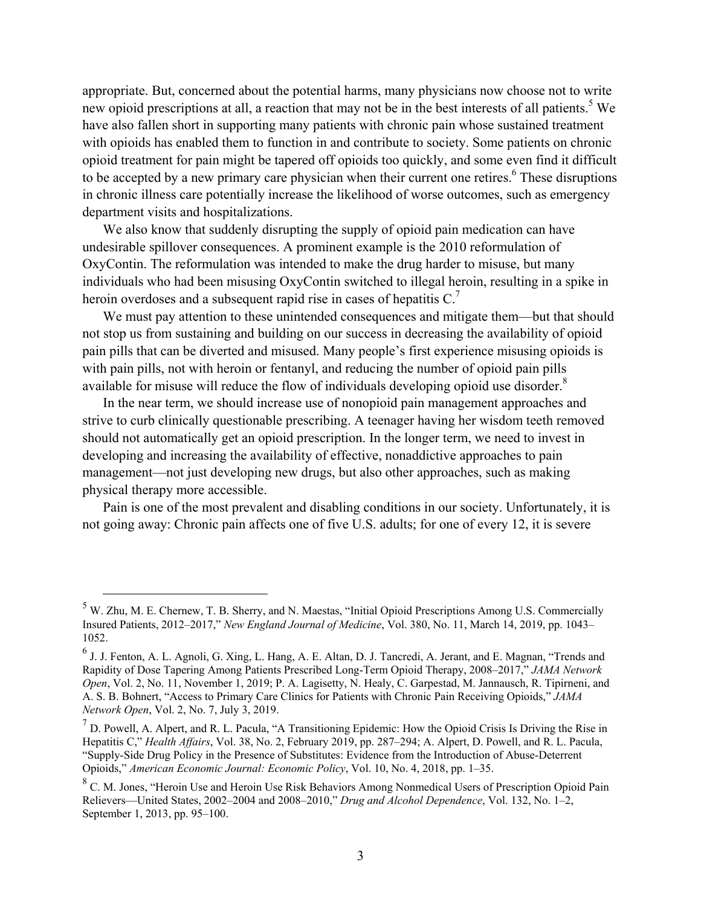appropriate. But, concerned about the potential harms, many physicians now choose not to write new opioid prescriptions at all, a reaction that may not be in the best interests of all patients.[5] We have also fallen short in supporting many patients with chronic pain whose sustained treatment with opioids has enabled them to function in and contribute to society. Some patients on chronic opioid treatment for pain might be tapered off opioids too quickly, and some even find it difficult to be accepted by a new primary care physician when their current one retires.[6] These disruptions in chronic illness care potentially increase the likelihood of worse outcomes, such as emergency department visits and hospitalizations.

We also know that suddenly disrupting the supply of opioid pain medication can have undesirable spillover consequences. A prominent example is the 2010 reformulation of OxyContin. The reformulation was intended to make the drug harder to misuse, but many individuals who had been misusing OxyContin switched to illegal heroin, resulting in a spike in heroin overdoses and a subsequent rapid rise in cases of hepatitis C.[7]

We must pay attention to these unintended consequences and mitigate them—but that should not stop us from sustaining and building on our success in decreasing the availability of opioid pain pills that can be diverted and misused. Many people's first experience misusing opioids is with pain pills, not with heroin or fentanyl, and reducing the number of opioid pain pills available for misuse will reduce the flow of individuals developing opioid use disorder.[8]

In the near term, we should increase use of nonopioid pain management approaches and strive to curb clinically questionable prescribing. A teenager having her wisdom teeth removed should not automatically get an opioid prescription. In the longer term, we need to invest in developing and increasing the availability of effective, nonaddictive approaches to pain management—not just developing new drugs, but also other approaches, such as making physical therapy more accessible.

Pain is one of the most prevalent and disabling conditions in our society. Unfortunately, it is not going away: Chronic pain affects one of five U.S. adults; for one of every 12, it is severe

---

[5] W. Zhu, M. E. Chernew, T. B. Sherry, and N. Maestas, "Initial Opioid Prescriptions Among U.S. Commercially Insured Patients, 2012–2017," *New England Journal of Medicine*, Vol. 380, No. 11, March 14, 2019, pp. 1043–1052.

[6] J. J. Fenton, A. L. Agnoli, G. Xing, L. Hang, A. E. Altan, D. J. Tancredi, A. Jerant, and E. Magnan, "Trends and Rapidity of Dose Tapering Among Patients Prescribed Long-Term Opioid Therapy, 2008–2017," *JAMA Network Open*, Vol. 2, No. 11, November 1, 2019; P. A. Lagisetty, N. Healy, C. Garpestad, M. Jannausch, R. Tipirneni, and A. S. B. Bohnert, "Access to Primary Care Clinics for Patients with Chronic Pain Receiving Opioids," *JAMA Network Open*, Vol. 2, No. 7, July 3, 2019.

[7] D. Powell, A. Alpert, and R. L. Pacula, "A Transitioning Epidemic: How the Opioid Crisis Is Driving the Rise in Hepatitis C," *Health Affairs*, Vol. 38, No. 2, February 2019, pp. 287–294; A. Alpert, D. Powell, and R. L. Pacula, "Supply-Side Drug Policy in the Presence of Substitutes: Evidence from the Introduction of Abuse-Deterrent Opioids," *American Economic Journal: Economic Policy*, Vol. 10, No. 4, 2018, pp. 1–35.

[8] C. M. Jones, "Heroin Use and Heroin Use Risk Behaviors Among Nonmedical Users of Prescription Opioid Pain Relievers—United States, 2002–2004 and 2008–2010," *Drug and Alcohol Dependence*, Vol. 132, No. 1–2, September 1, 2013, pp. 95–100.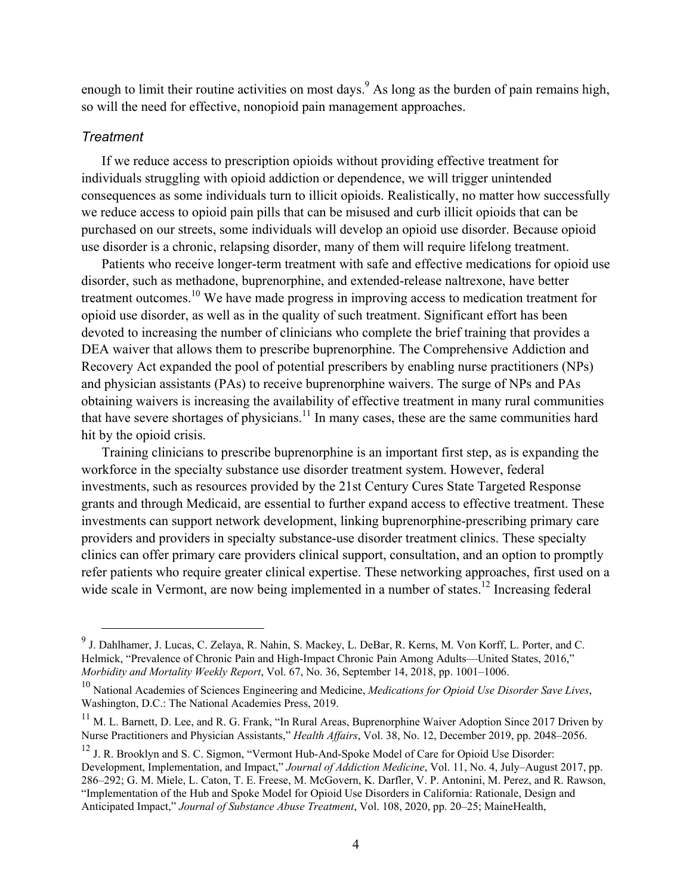enough to limit their routine activities on most days.[9] As long as the burden of pain remains high, so will the need for effective, nonopioid pain management approaches.

### *Treatment*

If we reduce access to prescription opioids without providing effective treatment for individuals struggling with opioid addiction or dependence, we will trigger unintended consequences as some individuals turn to illicit opioids. Realistically, no matter how successfully we reduce access to opioid pain pills that can be misused and curb illicit opioids that can be purchased on our streets, some individuals will develop an opioid use disorder. Because opioid use disorder is a chronic, relapsing disorder, many of them will require lifelong treatment.

Patients who receive longer-term treatment with safe and effective medications for opioid use disorder, such as methadone, buprenorphine, and extended-release naltrexone, have better treatment outcomes.[10] We have made progress in improving access to medication treatment for opioid use disorder, as well as in the quality of such treatment. Significant effort has been devoted to increasing the number of clinicians who complete the brief training that provides a DEA waiver that allows them to prescribe buprenorphine. The Comprehensive Addiction and Recovery Act expanded the pool of potential prescribers by enabling nurse practitioners (NPs) and physician assistants (PAs) to receive buprenorphine waivers. The surge of NPs and PAs obtaining waivers is increasing the availability of effective treatment in many rural communities that have severe shortages of physicians.[11] In many cases, these are the same communities hard hit by the opioid crisis.

Training clinicians to prescribe buprenorphine is an important first step, as is expanding the workforce in the specialty substance use disorder treatment system. However, federal investments, such as resources provided by the 21st Century Cures State Targeted Response grants and through Medicaid, are essential to further expand access to effective treatment. These investments can support network development, linking buprenorphine-prescribing primary care providers and providers in specialty substance-use disorder treatment clinics. These specialty clinics can offer primary care providers clinical support, consultation, and an option to promptly refer patients who require greater clinical expertise. These networking approaches, first used on a wide scale in Vermont, are now being implemented in a number of states.[12] Increasing federal

---

[9] J. Dahlhamer, J. Lucas, C. Zelaya, R. Nahin, S. Mackey, L. DeBar, R. Kerns, M. Von Korff, L. Porter, and C. Helmick, "Prevalence of Chronic Pain and High-Impact Chronic Pain Among Adults—United States, 2016," *Morbidity and Mortality Weekly Report*, Vol. 67, No. 36, September 14, 2018, pp. 1001–1006.

[10] National Academies of Sciences Engineering and Medicine, *Medications for Opioid Use Disorder Save Lives*, Washington, D.C.: The National Academies Press, 2019.

[11] M. L. Barnett, D. Lee, and R. G. Frank, "In Rural Areas, Buprenorphine Waiver Adoption Since 2017 Driven by Nurse Practitioners and Physician Assistants," *Health Affairs*, Vol. 38, No. 12, December 2019, pp. 2048–2056.

[12] J. R. Brooklyn and S. C. Sigmon, "Vermont Hub-And-Spoke Model of Care for Opioid Use Disorder: Development, Implementation, and Impact," *Journal of Addiction Medicine*, Vol. 11, No. 4, July–August 2017, pp. 286–292; G. M. Miele, L. Caton, T. E. Freese, M. McGovern, K. Darfler, V. P. Antonini, M. Perez, and R. Rawson, "Implementation of the Hub and Spoke Model for Opioid Use Disorders in California: Rationale, Design and Anticipated Impact," *Journal of Substance Abuse Treatment*, Vol. 108, 2020, pp. 20–25; MaineHealth,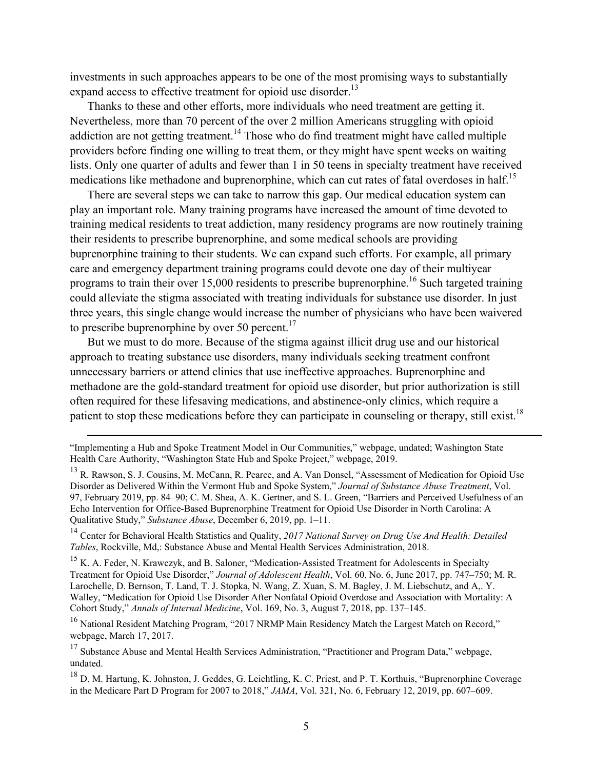investments in such approaches appears to be one of the most promising ways to substantially expand access to effective treatment for opioid use disorder.[13]

Thanks to these and other efforts, more individuals who need treatment are getting it. Nevertheless, more than 70 percent of the over 2 million Americans struggling with opioid addiction are not getting treatment.[14] Those who do find treatment might have called multiple providers before finding one willing to treat them, or they might have spent weeks on waiting lists. Only one quarter of adults and fewer than 1 in 50 teens in specialty treatment have received medications like methadone and buprenorphine, which can cut rates of fatal overdoses in half.[15]

There are several steps we can take to narrow this gap. Our medical education system can play an important role. Many training programs have increased the amount of time devoted to training medical residents to treat addiction, many residency programs are now routinely training their residents to prescribe buprenorphine, and some medical schools are providing buprenorphine training to their students. We can expand such efforts. For example, all primary care and emergency department training programs could devote one day of their multiyear programs to train their over 15,000 residents to prescribe buprenorphine.[16] Such targeted training could alleviate the stigma associated with treating individuals for substance use disorder. In just three years, this single change would increase the number of physicians who have been waivered to prescribe buprenorphine by over 50 percent.[17]

But we must to do more. Because of the stigma against illicit drug use and our historical approach to treating substance use disorders, many individuals seeking treatment confront unnecessary barriers or attend clinics that use ineffective approaches. Buprenorphine and methadone are the gold-standard treatment for opioid use disorder, but prior authorization is still often required for these lifesaving medications, and abstinence-only clinics, which require a patient to stop these medications before they can participate in counseling or therapy, still exist.[18]

---

"Implementing a Hub and Spoke Treatment Model in Our Communities," webpage, undated; Washington State Health Care Authority, "Washington State Hub and Spoke Project," webpage, 2019.

[13] R. Rawson, S. J. Cousins, M. McCann, R. Pearce, and A. Van Donsel, "Assessment of Medication for Opioid Use Disorder as Delivered Within the Vermont Hub and Spoke System," *Journal of Substance Abuse Treatment*, Vol. 97, February 2019, pp. 84–90; C. M. Shea, A. K. Gertner, and S. L. Green, "Barriers and Perceived Usefulness of an Echo Intervention for Office-Based Buprenorphine Treatment for Opioid Use Disorder in North Carolina: A Qualitative Study," *Substance Abuse*, December 6, 2019, pp. 1–11.

[14] Center for Behavioral Health Statistics and Quality, *2017 National Survey on Drug Use And Health: Detailed Tables*, Rockville, Md,: Substance Abuse and Mental Health Services Administration, 2018.

[15] K. A. Feder, N. Krawczyk, and B. Saloner, "Medication-Assisted Treatment for Adolescents in Specialty Treatment for Opioid Use Disorder," *Journal of Adolescent Health*, Vol. 60, No. 6, June 2017, pp. 747–750; M. R. Larochelle, D. Bernson, T. Land, T. J. Stopka, N. Wang, Z. Xuan, S. M. Bagley, J. M. Liebschutz, and A,. Y. Walley, "Medication for Opioid Use Disorder After Nonfatal Opioid Overdose and Association with Mortality: A Cohort Study," *Annals of Internal Medicine*, Vol. 169, No. 3, August 7, 2018, pp. 137–145.

[16] National Resident Matching Program, "2017 NRMP Main Residency Match the Largest Match on Record," webpage, March 17, 2017.

[17] Substance Abuse and Mental Health Services Administration, "Practitioner and Program Data," webpage, undated.

[18] D. M. Hartung, K. Johnston, J. Geddes, G. Leichtling, K. C. Priest, and P. T. Korthuis, "Buprenorphine Coverage in the Medicare Part D Program for 2007 to 2018," *JAMA*, Vol. 321, No. 6, February 12, 2019, pp. 607–609.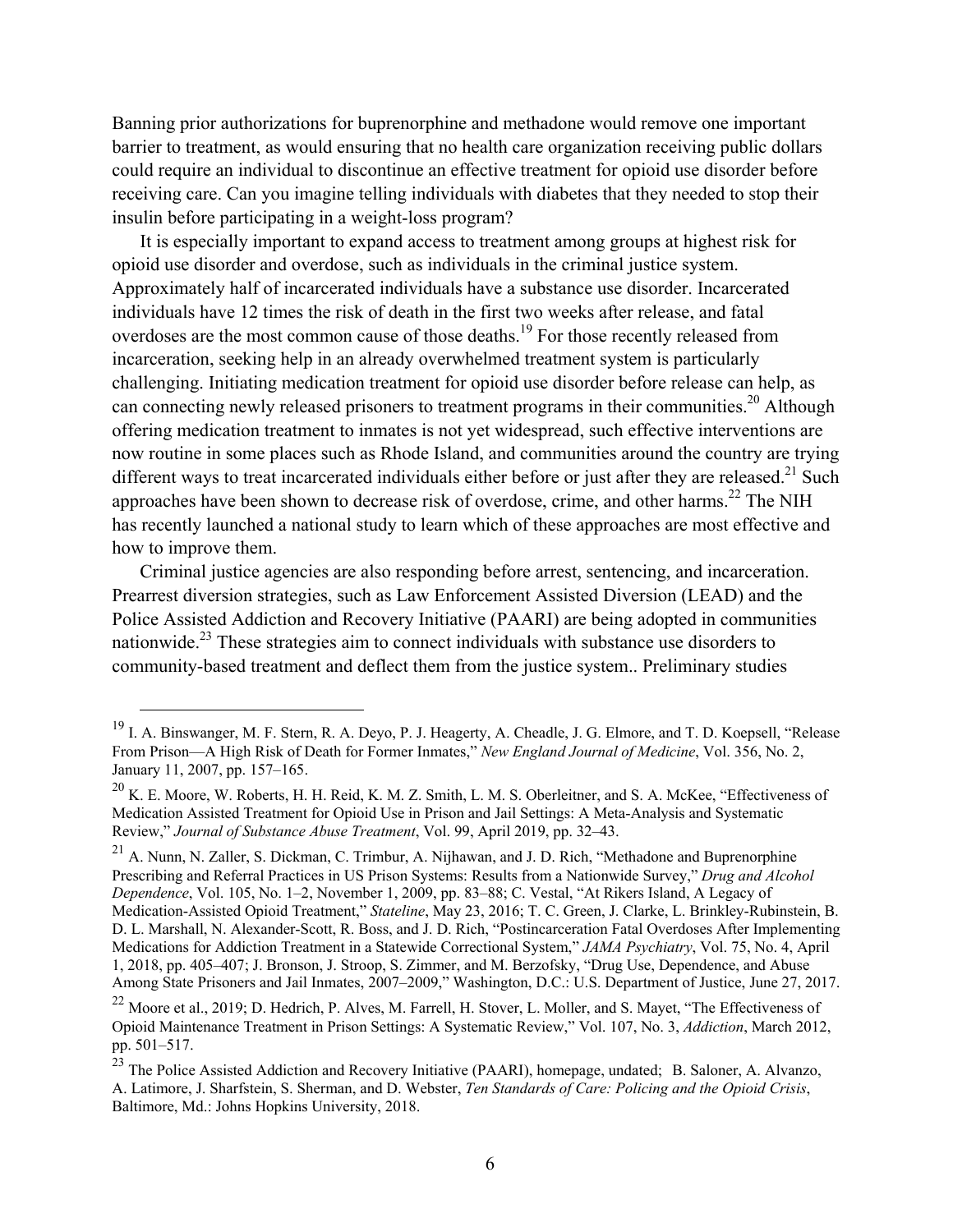Banning prior authorizations for buprenorphine and methadone would remove one important barrier to treatment, as would ensuring that no health care organization receiving public dollars could require an individual to discontinue an effective treatment for opioid use disorder before receiving care. Can you imagine telling individuals with diabetes that they needed to stop their insulin before participating in a weight-loss program?

It is especially important to expand access to treatment among groups at highest risk for opioid use disorder and overdose, such as individuals in the criminal justice system. Approximately half of incarcerated individuals have a substance use disorder. Incarcerated individuals have 12 times the risk of death in the first two weeks after release, and fatal overdoses are the most common cause of those deaths.[19] For those recently released from incarceration, seeking help in an already overwhelmed treatment system is particularly challenging. Initiating medication treatment for opioid use disorder before release can help, as can connecting newly released prisoners to treatment programs in their communities.[20] Although offering medication treatment to inmates is not yet widespread, such effective interventions are now routine in some places such as Rhode Island, and communities around the country are trying different ways to treat incarcerated individuals either before or just after they are released.[21] Such approaches have been shown to decrease risk of overdose, crime, and other harms.[22] The NIH has recently launched a national study to learn which of these approaches are most effective and how to improve them.

Criminal justice agencies are also responding before arrest, sentencing, and incarceration. Prearrest diversion strategies, such as Law Enforcement Assisted Diversion (LEAD) and the Police Assisted Addiction and Recovery Initiative (PAARI) are being adopted in communities nationwide.[23] These strategies aim to connect individuals with substance use disorders to community-based treatment and deflect them from the justice system.. Preliminary studies

---

[19] I. A. Binswanger, M. F. Stern, R. A. Deyo, P. J. Heagerty, A. Cheadle, J. G. Elmore, and T. D. Koepsell, "Release From Prison—A High Risk of Death for Former Inmates," *New England Journal of Medicine*, Vol. 356, No. 2, January 11, 2007, pp. 157–165.

[20] K. E. Moore, W. Roberts, H. H. Reid, K. M. Z. Smith, L. M. S. Oberleitner, and S. A. McKee, "Effectiveness of Medication Assisted Treatment for Opioid Use in Prison and Jail Settings: A Meta-Analysis and Systematic Review," *Journal of Substance Abuse Treatment*, Vol. 99, April 2019, pp. 32–43.

[21] A. Nunn, N. Zaller, S. Dickman, C. Trimbur, A. Nijhawan, and J. D. Rich, "Methadone and Buprenorphine Prescribing and Referral Practices in US Prison Systems: Results from a Nationwide Survey," *Drug and Alcohol Dependence*, Vol. 105, No. 1–2, November 1, 2009, pp. 83–88; C. Vestal, "At Rikers Island, A Legacy of Medication-Assisted Opioid Treatment," *Stateline*, May 23, 2016; T. C. Green, J. Clarke, L. Brinkley-Rubinstein, B. D. L. Marshall, N. Alexander-Scott, R. Boss, and J. D. Rich, "Postincarceration Fatal Overdoses After Implementing Medications for Addiction Treatment in a Statewide Correctional System," *JAMA Psychiatry*, Vol. 75, No. 4, April 1, 2018, pp. 405–407; J. Bronson, J. Stroop, S. Zimmer, and M. Berzofsky, "Drug Use, Dependence, and Abuse Among State Prisoners and Jail Inmates, 2007–2009," Washington, D.C.: U.S. Department of Justice, June 27, 2017.

[22] Moore et al., 2019; D. Hedrich, P. Alves, M. Farrell, H. Stover, L. Moller, and S. Mayet, "The Effectiveness of Opioid Maintenance Treatment in Prison Settings: A Systematic Review," Vol. 107, No. 3, *Addiction*, March 2012, pp. 501–517.

[23] The Police Assisted Addiction and Recovery Initiative (PAARI), homepage, undated; B. Saloner, A. Alvanzo, A. Latimore, J. Sharfstein, S. Sherman, and D. Webster, *Ten Standards of Care: Policing and the Opioid Crisis*, Baltimore, Md.: Johns Hopkins University, 2018.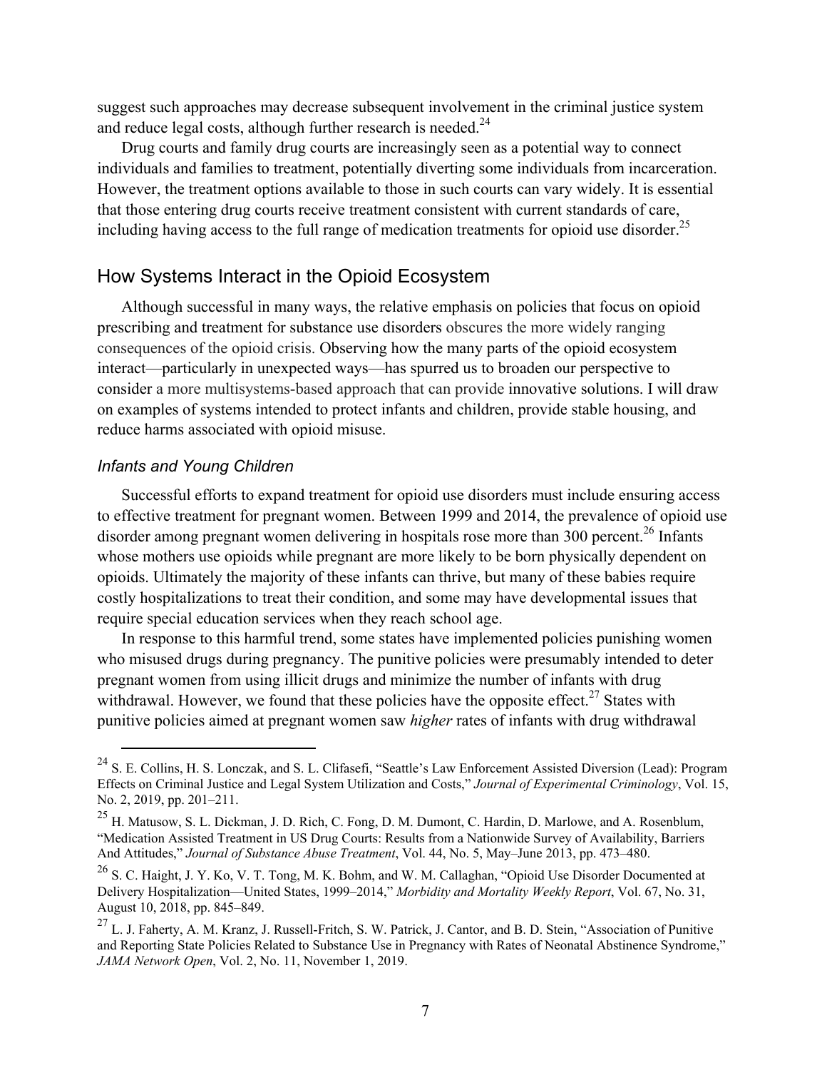suggest such approaches may decrease subsequent involvement in the criminal justice system and reduce legal costs, although further research is needed.[24]

Drug courts and family drug courts are increasingly seen as a potential way to connect individuals and families to treatment, potentially diverting some individuals from incarceration. However, the treatment options available to those in such courts can vary widely. It is essential that those entering drug courts receive treatment consistent with current standards of care, including having access to the full range of medication treatments for opioid use disorder.[25]

## How Systems Interact in the Opioid Ecosystem

Although successful in many ways, the relative emphasis on policies that focus on opioid prescribing and treatment for substance use disorders obscures the more widely ranging consequences of the opioid crisis. Observing how the many parts of the opioid ecosystem interact—particularly in unexpected ways—has spurred us to broaden our perspective to consider a more multisystems-based approach that can provide innovative solutions. I will draw on examples of systems intended to protect infants and children, provide stable housing, and reduce harms associated with opioid misuse.

### *Infants and Young Children*

Successful efforts to expand treatment for opioid use disorders must include ensuring access to effective treatment for pregnant women. Between 1999 and 2014, the prevalence of opioid use disorder among pregnant women delivering in hospitals rose more than 300 percent.[26] Infants whose mothers use opioids while pregnant are more likely to be born physically dependent on opioids. Ultimately the majority of these infants can thrive, but many of these babies require costly hospitalizations to treat their condition, and some may have developmental issues that require special education services when they reach school age.

In response to this harmful trend, some states have implemented policies punishing women who misused drugs during pregnancy. The punitive policies were presumably intended to deter pregnant women from using illicit drugs and minimize the number of infants with drug withdrawal. However, we found that these policies have the opposite effect.[27] States with punitive policies aimed at pregnant women saw *higher* rates of infants with drug withdrawal

---

[24] S. E. Collins, H. S. Lonczak, and S. L. Clifasefi, "Seattle's Law Enforcement Assisted Diversion (Lead): Program Effects on Criminal Justice and Legal System Utilization and Costs," *Journal of Experimental Criminology*, Vol. 15, No. 2, 2019, pp. 201–211.

[25] H. Matusow, S. L. Dickman, J. D. Rich, C. Fong, D. M. Dumont, C. Hardin, D. Marlowe, and A. Rosenblum, "Medication Assisted Treatment in US Drug Courts: Results from a Nationwide Survey of Availability, Barriers And Attitudes," *Journal of Substance Abuse Treatment*, Vol. 44, No. 5, May–June 2013, pp. 473–480.

[26] S. C. Haight, J. Y. Ko, V. T. Tong, M. K. Bohm, and W. M. Callaghan, "Opioid Use Disorder Documented at Delivery Hospitalization—United States, 1999–2014," *Morbidity and Mortality Weekly Report*, Vol. 67, No. 31, August 10, 2018, pp. 845–849.

[27] L. J. Faherty, A. M. Kranz, J. Russell-Fritch, S. W. Patrick, J. Cantor, and B. D. Stein, "Association of Punitive and Reporting State Policies Related to Substance Use in Pregnancy with Rates of Neonatal Abstinence Syndrome," *JAMA Network Open*, Vol. 2, No. 11, November 1, 2019.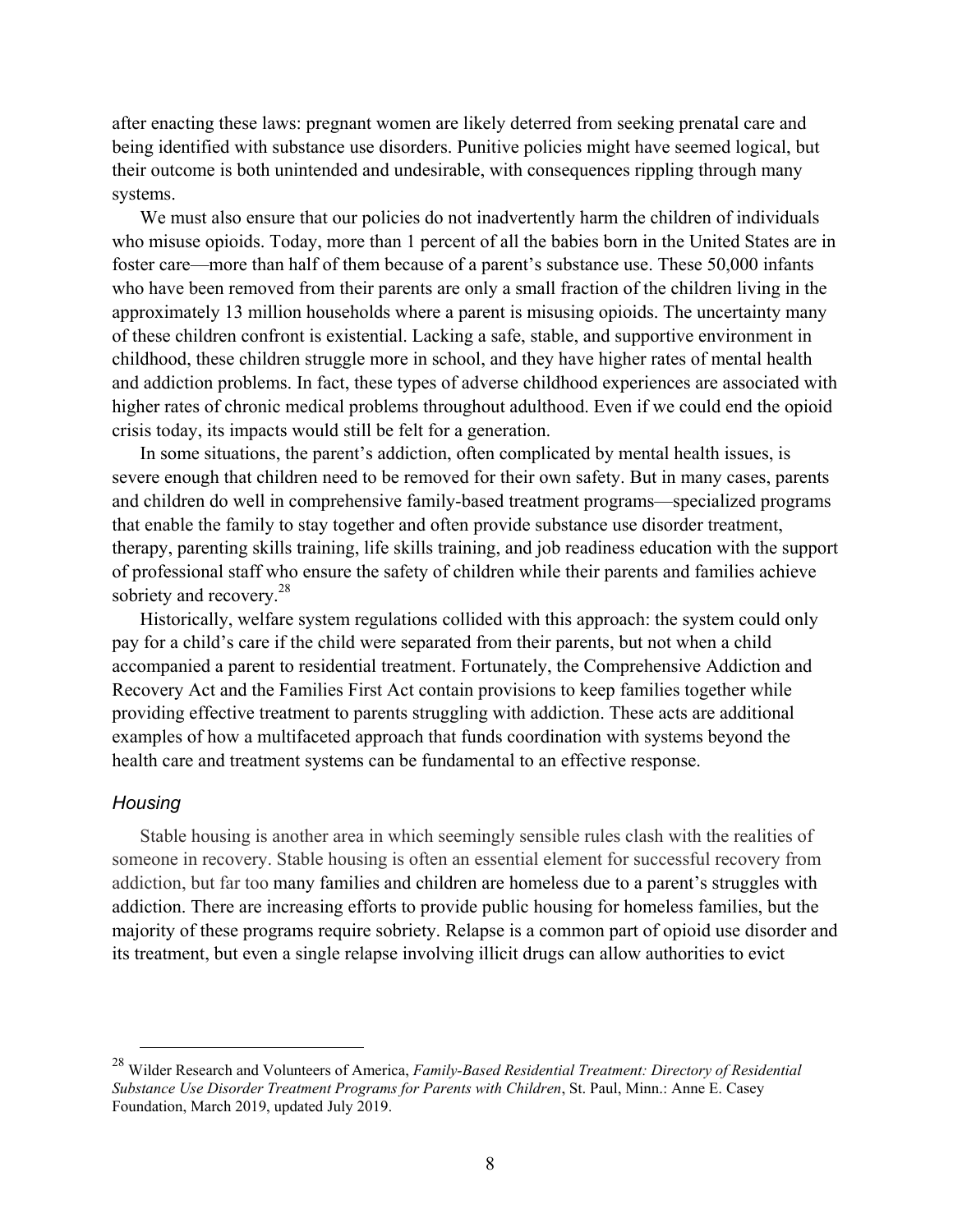after enacting these laws: pregnant women are likely deterred from seeking prenatal care and being identified with substance use disorders. Punitive policies might have seemed logical, but their outcome is both unintended and undesirable, with consequences rippling through many systems.

We must also ensure that our policies do not inadvertently harm the children of individuals who misuse opioids. Today, more than 1 percent of all the babies born in the United States are in foster care—more than half of them because of a parent's substance use. These 50,000 infants who have been removed from their parents are only a small fraction of the children living in the approximately 13 million households where a parent is misusing opioids. The uncertainty many of these children confront is existential. Lacking a safe, stable, and supportive environment in childhood, these children struggle more in school, and they have higher rates of mental health and addiction problems. In fact, these types of adverse childhood experiences are associated with higher rates of chronic medical problems throughout adulthood. Even if we could end the opioid crisis today, its impacts would still be felt for a generation.

In some situations, the parent's addiction, often complicated by mental health issues, is severe enough that children need to be removed for their own safety. But in many cases, parents and children do well in comprehensive family-based treatment programs—specialized programs that enable the family to stay together and often provide substance use disorder treatment, therapy, parenting skills training, life skills training, and job readiness education with the support of professional staff who ensure the safety of children while their parents and families achieve sobriety and recovery.[28]

Historically, welfare system regulations collided with this approach: the system could only pay for a child's care if the child were separated from their parents, but not when a child accompanied a parent to residential treatment. Fortunately, the Comprehensive Addiction and Recovery Act and the Families First Act contain provisions to keep families together while providing effective treatment to parents struggling with addiction. These acts are additional examples of how a multifaceted approach that funds coordination with systems beyond the health care and treatment systems can be fundamental to an effective response.

### *Housing*

Stable housing is another area in which seemingly sensible rules clash with the realities of someone in recovery. Stable housing is often an essential element for successful recovery from addiction, but far too many families and children are homeless due to a parent's struggles with addiction. There are increasing efforts to provide public housing for homeless families, but the majority of these programs require sobriety. Relapse is a common part of opioid use disorder and its treatment, but even a single relapse involving illicit drugs can allow authorities to evict

---

[28] Wilder Research and Volunteers of America, *Family-Based Residential Treatment: Directory of Residential Substance Use Disorder Treatment Programs for Parents with Children*, St. Paul, Minn.: Anne E. Casey Foundation, March 2019, updated July 2019.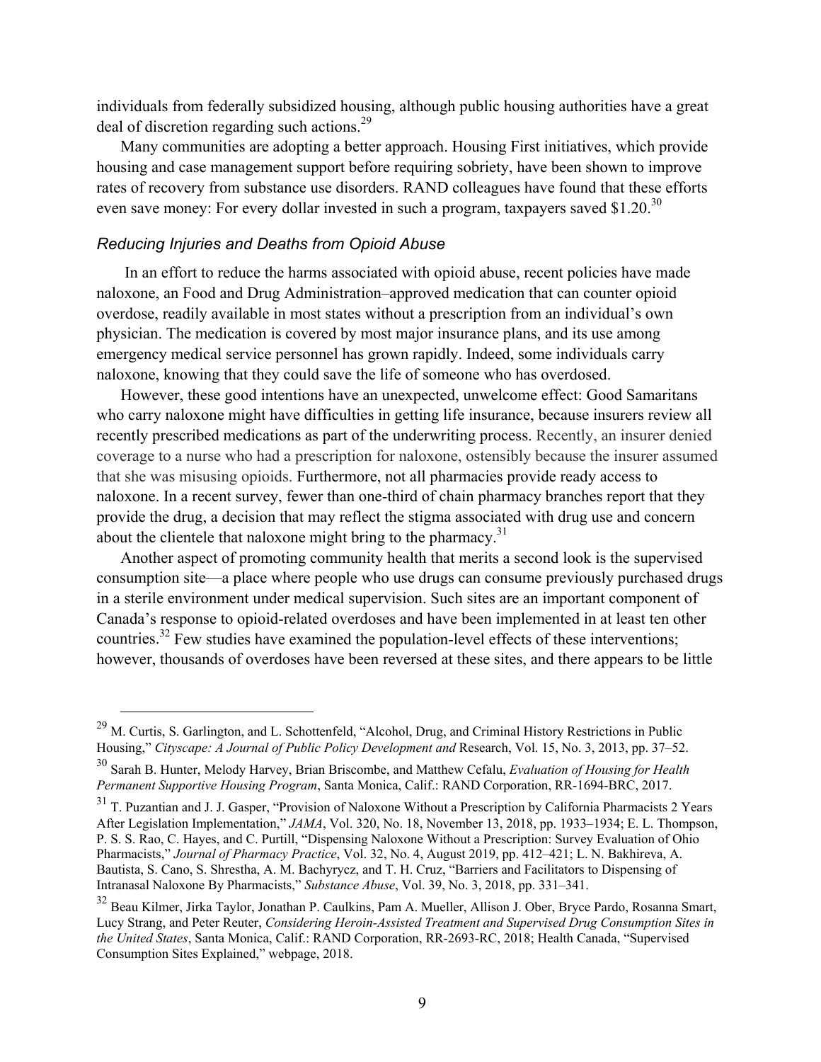individuals from federally subsidized housing, although public housing authorities have a great deal of discretion regarding such actions.[29]

Many communities are adopting a better approach. Housing First initiatives, which provide housing and case management support before requiring sobriety, have been shown to improve rates of recovery from substance use disorders. RAND colleagues have found that these efforts even save money: For every dollar invested in such a program, taxpayers saved $1.20.[30]

### *Reducing Injuries and Deaths from Opioid Abuse*

In an effort to reduce the harms associated with opioid abuse, recent policies have made naloxone, an Food and Drug Administration–approved medication that can counter opioid overdose, readily available in most states without a prescription from an individual's own physician. The medication is covered by most major insurance plans, and its use among emergency medical service personnel has grown rapidly. Indeed, some individuals carry naloxone, knowing that they could save the life of someone who has overdosed.

However, these good intentions have an unexpected, unwelcome effect: Good Samaritans who carry naloxone might have difficulties in getting life insurance, because insurers review all recently prescribed medications as part of the underwriting process. Recently, an insurer denied coverage to a nurse who had a prescription for naloxone, ostensibly because the insurer assumed that she was misusing opioids. Furthermore, not all pharmacies provide ready access to naloxone. In a recent survey, fewer than one-third of chain pharmacy branches report that they provide the drug, a decision that may reflect the stigma associated with drug use and concern about the clientele that naloxone might bring to the pharmacy.[31]

Another aspect of promoting community health that merits a second look is the supervised consumption site—a place where people who use drugs can consume previously purchased drugs in a sterile environment under medical supervision. Such sites are an important component of Canada's response to opioid-related overdoses and have been implemented in at least ten other countries.[32] Few studies have examined the population-level effects of these interventions; however, thousands of overdoses have been reversed at these sites, and there appears to be little

---

[29] M. Curtis, S. Garlington, and L. Schottenfeld, "Alcohol, Drug, and Criminal History Restrictions in Public Housing," *Cityscape: A Journal of Public Policy Development and* Research, Vol. 15, No. 3, 2013, pp. 37–52.

[30] Sarah B. Hunter, Melody Harvey, Brian Briscombe, and Matthew Cefalu, *Evaluation of Housing for Health Permanent Supportive Housing Program*, Santa Monica, Calif.: RAND Corporation, RR-1694-BRC, 2017.

[31] T. Puzantian and J. J. Gasper, "Provision of Naloxone Without a Prescription by California Pharmacists 2 Years After Legislation Implementation," *JAMA*, Vol. 320, No. 18, November 13, 2018, pp. 1933–1934; E. L. Thompson, P. S. S. Rao, C. Hayes, and C. Purtill, "Dispensing Naloxone Without a Prescription: Survey Evaluation of Ohio Pharmacists," *Journal of Pharmacy Practice*, Vol. 32, No. 4, August 2019, pp. 412–421; L. N. Bakhireva, A. Bautista, S. Cano, S. Shrestha, A. M. Bachyrycz, and T. H. Cruz, "Barriers and Facilitators to Dispensing of Intranasal Naloxone By Pharmacists," *Substance Abuse*, Vol. 39, No. 3, 2018, pp. 331–341.

[32] Beau Kilmer, Jirka Taylor, Jonathan P. Caulkins, Pam A. Mueller, Allison J. Ober, Bryce Pardo, Rosanna Smart, Lucy Strang, and Peter Reuter, *Considering Heroin-Assisted Treatment and Supervised Drug Consumption Sites in the United States*, Santa Monica, Calif.: RAND Corporation, RR-2693-RC, 2018; Health Canada, "Supervised Consumption Sites Explained," webpage, 2018.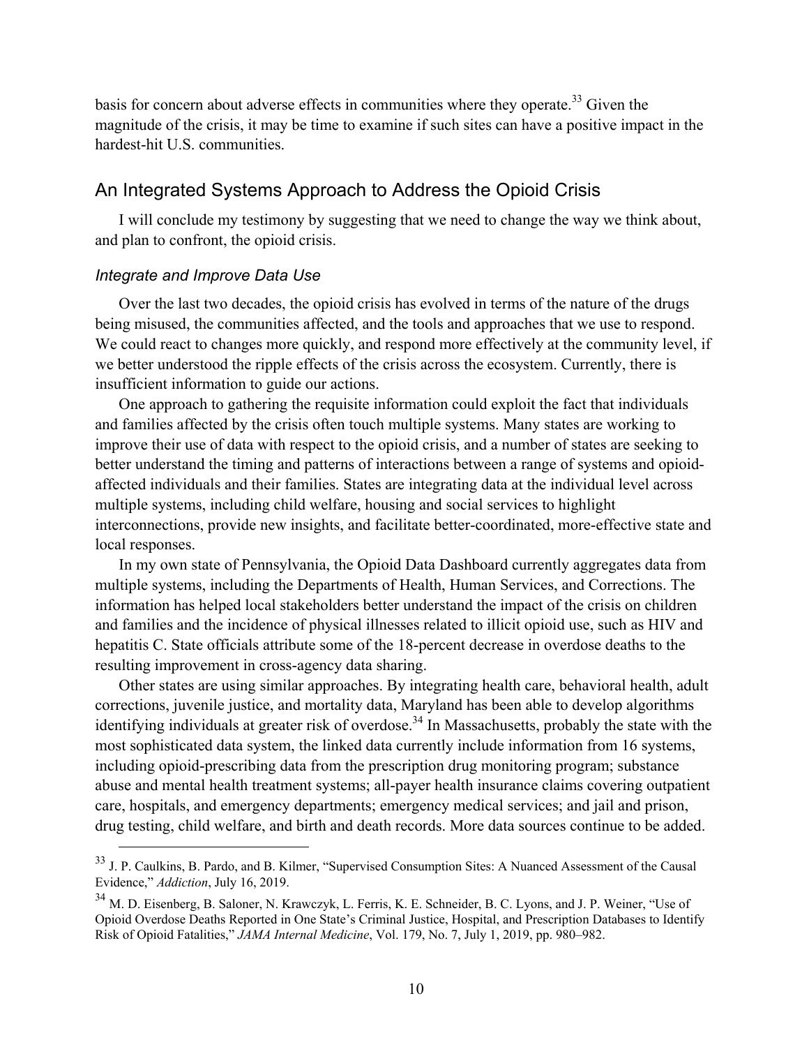basis for concern about adverse effects in communities where they operate.[33] Given the magnitude of the crisis, it may be time to examine if such sites can have a positive impact in the hardest-hit U.S. communities.

## An Integrated Systems Approach to Address the Opioid Crisis

I will conclude my testimony by suggesting that we need to change the way we think about, and plan to confront, the opioid crisis.

### *Integrate and Improve Data Use*

Over the last two decades, the opioid crisis has evolved in terms of the nature of the drugs being misused, the communities affected, and the tools and approaches that we use to respond. We could react to changes more quickly, and respond more effectively at the community level, if we better understood the ripple effects of the crisis across the ecosystem. Currently, there is insufficient information to guide our actions.

One approach to gathering the requisite information could exploit the fact that individuals and families affected by the crisis often touch multiple systems. Many states are working to improve their use of data with respect to the opioid crisis, and a number of states are seeking to better understand the timing and patterns of interactions between a range of systems and opioid-affected individuals and their families. States are integrating data at the individual level across multiple systems, including child welfare, housing and social services to highlight interconnections, provide new insights, and facilitate better-coordinated, more-effective state and local responses.

In my own state of Pennsylvania, the Opioid Data Dashboard currently aggregates data from multiple systems, including the Departments of Health, Human Services, and Corrections. The information has helped local stakeholders better understand the impact of the crisis on children and families and the incidence of physical illnesses related to illicit opioid use, such as HIV and hepatitis C. State officials attribute some of the 18-percent decrease in overdose deaths to the resulting improvement in cross-agency data sharing.

Other states are using similar approaches. By integrating health care, behavioral health, adult corrections, juvenile justice, and mortality data, Maryland has been able to develop algorithms identifying individuals at greater risk of overdose.[34] In Massachusetts, probably the state with the most sophisticated data system, the linked data currently include information from 16 systems, including opioid-prescribing data from the prescription drug monitoring program; substance abuse and mental health treatment systems; all-payer health insurance claims covering outpatient care, hospitals, and emergency departments; emergency medical services; and jail and prison, drug testing, child welfare, and birth and death records. More data sources continue to be added.

---

[33] J. P. Caulkins, B. Pardo, and B. Kilmer, "Supervised Consumption Sites: A Nuanced Assessment of the Causal Evidence," *Addiction*, July 16, 2019.

[34] M. D. Eisenberg, B. Saloner, N. Krawczyk, L. Ferris, K. E. Schneider, B. C. Lyons, and J. P. Weiner, "Use of Opioid Overdose Deaths Reported in One State's Criminal Justice, Hospital, and Prescription Databases to Identify Risk of Opioid Fatalities," *JAMA Internal Medicine*, Vol. 179, No. 7, July 1, 2019, pp. 980–982.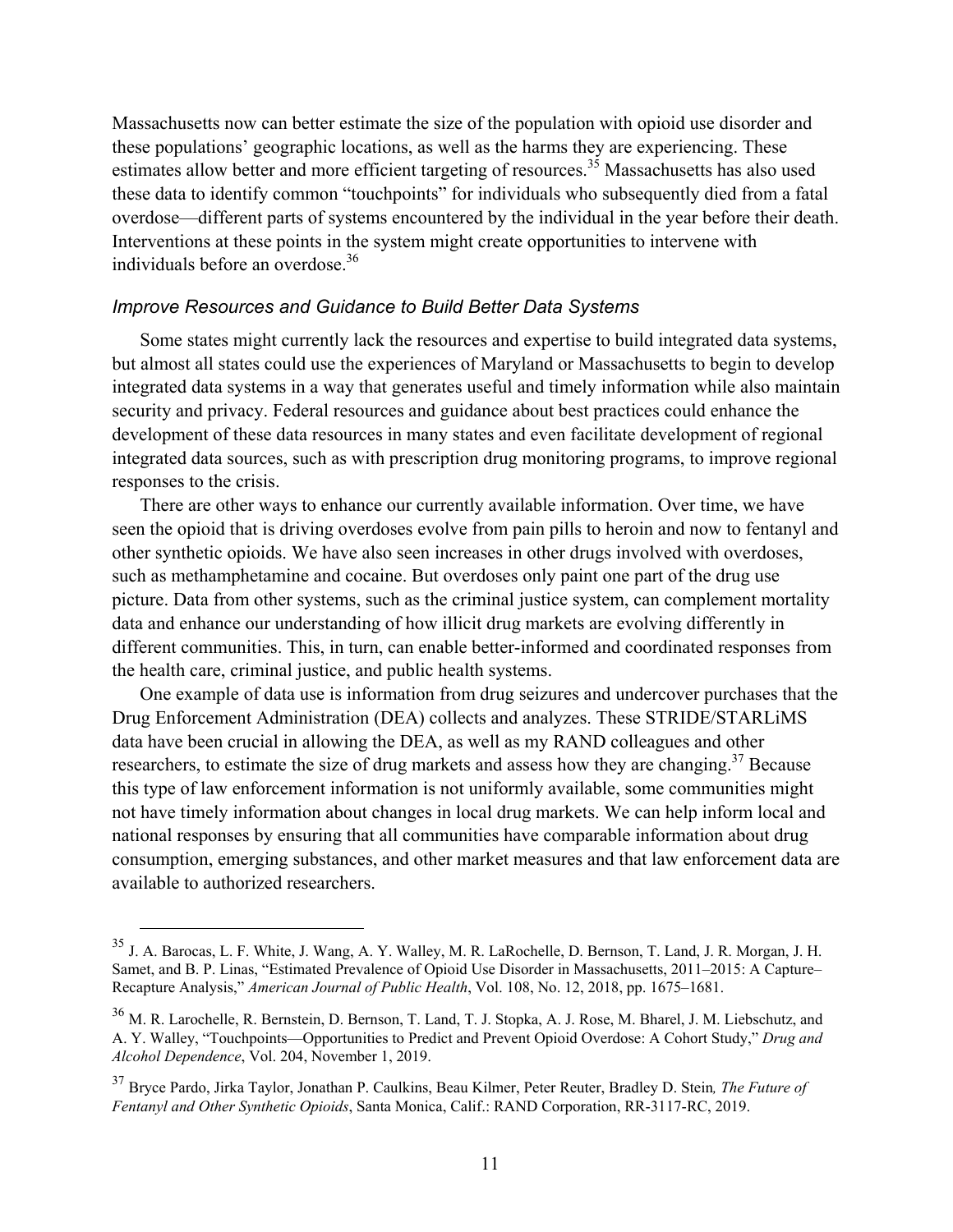Massachusetts now can better estimate the size of the population with opioid use disorder and these populations' geographic locations, as well as the harms they are experiencing. These estimates allow better and more efficient targeting of resources.[35] Massachusetts has also used these data to identify common "touchpoints" for individuals who subsequently died from a fatal overdose—different parts of systems encountered by the individual in the year before their death. Interventions at these points in the system might create opportunities to intervene with individuals before an overdose.[36]

### *Improve Resources and Guidance to Build Better Data Systems*

Some states might currently lack the resources and expertise to build integrated data systems, but almost all states could use the experiences of Maryland or Massachusetts to begin to develop integrated data systems in a way that generates useful and timely information while also maintain security and privacy. Federal resources and guidance about best practices could enhance the development of these data resources in many states and even facilitate development of regional integrated data sources, such as with prescription drug monitoring programs, to improve regional responses to the crisis.

There are other ways to enhance our currently available information. Over time, we have seen the opioid that is driving overdoses evolve from pain pills to heroin and now to fentanyl and other synthetic opioids. We have also seen increases in other drugs involved with overdoses, such as methamphetamine and cocaine. But overdoses only paint one part of the drug use picture. Data from other systems, such as the criminal justice system, can complement mortality data and enhance our understanding of how illicit drug markets are evolving differently in different communities. This, in turn, can enable better-informed and coordinated responses from the health care, criminal justice, and public health systems.

One example of data use is information from drug seizures and undercover purchases that the Drug Enforcement Administration (DEA) collects and analyzes. These STRIDE/STARLiMS data have been crucial in allowing the DEA, as well as my RAND colleagues and other researchers, to estimate the size of drug markets and assess how they are changing.[37] Because this type of law enforcement information is not uniformly available, some communities might not have timely information about changes in local drug markets. We can help inform local and national responses by ensuring that all communities have comparable information about drug consumption, emerging substances, and other market measures and that law enforcement data are available to authorized researchers.

---

[35] J. A. Barocas, L. F. White, J. Wang, A. Y. Walley, M. R. LaRochelle, D. Bernson, T. Land, J. R. Morgan, J. H. Samet, and B. P. Linas, "Estimated Prevalence of Opioid Use Disorder in Massachusetts, 2011–2015: A Capture–Recapture Analysis," *American Journal of Public Health*, Vol. 108, No. 12, 2018, pp. 1675–1681.

[36] M. R. Larochelle, R. Bernstein, D. Bernson, T. Land, T. J. Stopka, A. J. Rose, M. Bharel, J. M. Liebschutz, and A. Y. Walley, "Touchpoints—Opportunities to Predict and Prevent Opioid Overdose: A Cohort Study," *Drug and Alcohol Dependence*, Vol. 204, November 1, 2019.

[37] Bryce Pardo, Jirka Taylor, Jonathan P. Caulkins, Beau Kilmer, Peter Reuter, Bradley D. Stein, *The Future of Fentanyl and Other Synthetic Opioids*, Santa Monica, Calif.: RAND Corporation, RR-3117-RC, 2019.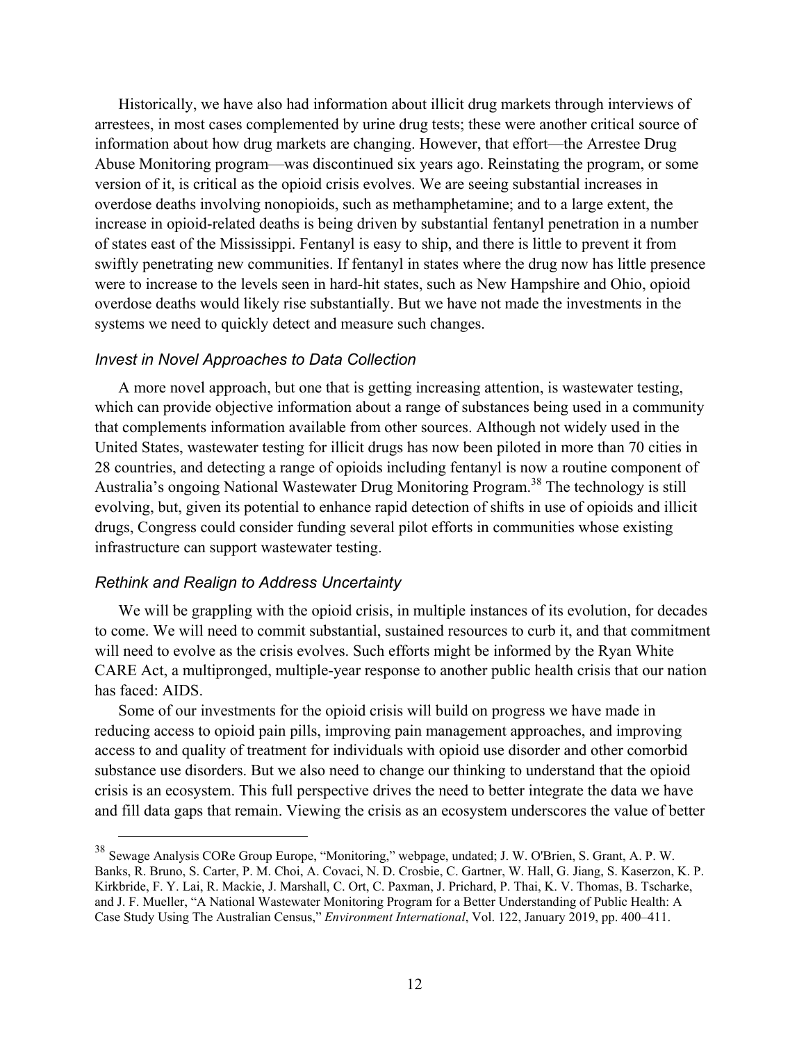Historically, we have also had information about illicit drug markets through interviews of arrestees, in most cases complemented by urine drug tests; these were another critical source of information about how drug markets are changing. However, that effort—the Arrestee Drug Abuse Monitoring program—was discontinued six years ago. Reinstating the program, or some version of it, is critical as the opioid crisis evolves. We are seeing substantial increases in overdose deaths involving nonopioids, such as methamphetamine; and to a large extent, the increase in opioid-related deaths is being driven by substantial fentanyl penetration in a number of states east of the Mississippi. Fentanyl is easy to ship, and there is little to prevent it from swiftly penetrating new communities. If fentanyl in states where the drug now has little presence were to increase to the levels seen in hard-hit states, such as New Hampshire and Ohio, opioid overdose deaths would likely rise substantially. But we have not made the investments in the systems we need to quickly detect and measure such changes.

### *Invest in Novel Approaches to Data Collection*

A more novel approach, but one that is getting increasing attention, is wastewater testing, which can provide objective information about a range of substances being used in a community that complements information available from other sources. Although not widely used in the United States, wastewater testing for illicit drugs has now been piloted in more than 70 cities in 28 countries, and detecting a range of opioids including fentanyl is now a routine component of Australia's ongoing National Wastewater Drug Monitoring Program.[38] The technology is still evolving, but, given its potential to enhance rapid detection of shifts in use of opioids and illicit drugs, Congress could consider funding several pilot efforts in communities whose existing infrastructure can support wastewater testing.

### *Rethink and Realign to Address Uncertainty*

We will be grappling with the opioid crisis, in multiple instances of its evolution, for decades to come. We will need to commit substantial, sustained resources to curb it, and that commitment will need to evolve as the crisis evolves. Such efforts might be informed by the Ryan White CARE Act, a multipronged, multiple-year response to another public health crisis that our nation has faced: AIDS.

Some of our investments for the opioid crisis will build on progress we have made in reducing access to opioid pain pills, improving pain management approaches, and improving access to and quality of treatment for individuals with opioid use disorder and other comorbid substance use disorders. But we also need to change our thinking to understand that the opioid crisis is an ecosystem. This full perspective drives the need to better integrate the data we have and fill data gaps that remain. Viewing the crisis as an ecosystem underscores the value of better

---

[38] Sewage Analysis CORe Group Europe, "Monitoring," webpage, undated; J. W. O'Brien, S. Grant, A. P. W. Banks, R. Bruno, S. Carter, P. M. Choi, A. Covaci, N. D. Crosbie, C. Gartner, W. Hall, G. Jiang, S. Kaserzon, K. P. Kirkbride, F. Y. Lai, R. Mackie, J. Marshall, C. Ort, C. Paxman, J. Prichard, P. Thai, K. V. Thomas, B. Tscharke, and J. F. Mueller, "A National Wastewater Monitoring Program for a Better Understanding of Public Health: A Case Study Using The Australian Census," *Environment International*, Vol. 122, January 2019, pp. 400–411.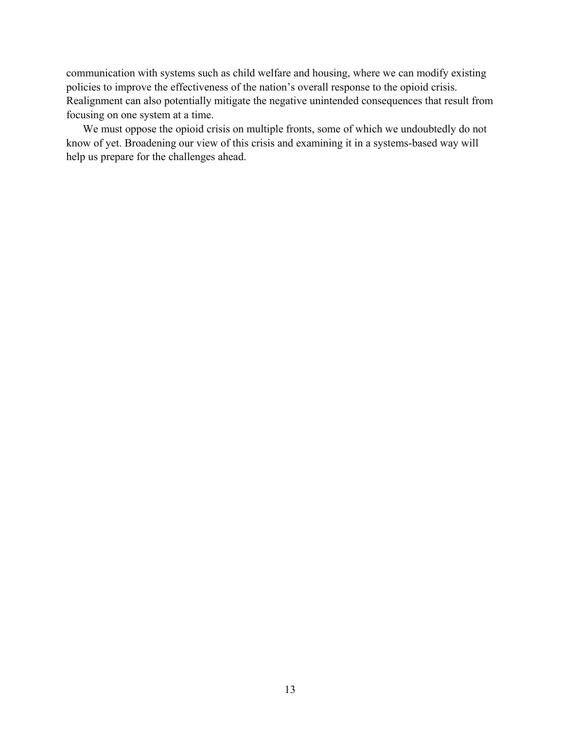communication with systems such as child welfare and housing, where we can modify existing policies to improve the effectiveness of the nation's overall response to the opioid crisis. Realignment can also potentially mitigate the negative unintended consequences that result from focusing on one system at a time.

We must oppose the opioid crisis on multiple fronts, some of which we undoubtedly do not know of yet. Broadening our view of this crisis and examining it in a systems-based way will help us prepare for the challenges ahead.